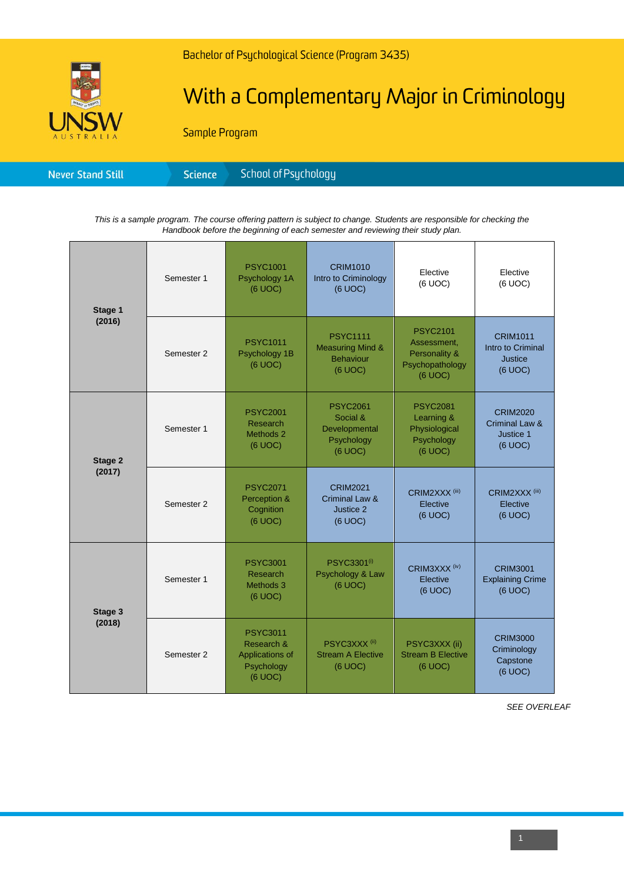Bachelor of Psychological Science (Program 3435)

# With a Complementary Major in Criminology

Sample Program

Never Stand Still | Science | School of Psychology

*This is a sample program. The course offering pattern is subject to change. Students are responsible for checking the Handbook before the beginning of each semester and reviewing their study plan.*

| Stage | Semester | | | | |
|---|---|---|---|---|---|
| **Stage 1 (2016)** | Semester 1 | PSYC1001 Psychology 1A (6 UOC) | CRIM1010 Intro to Criminology (6 UOC) | Elective (6 UOC) | Elective (6 UOC) |
| | Semester 2 | PSYC1011 Psychology 1B (6 UOC) | PSYC1111 Measuring Mind & Behaviour (6 UOC) | PSYC2101 Assessment, Personality & Psychopathology (6 UOC) | CRIM1011 Intro to Criminal Justice (6 UOC) |
| **Stage 2 (2017)** | Semester 1 | PSYC2001 Research Methods 2 (6 UOC) | PSYC2061 Social & Developmental Psychology (6 UOC) | PSYC2081 Learning & Physiological Psychology (6 UOC) | CRIM2020 Criminal Law & Justice 1 (6 UOC) |
| | Semester 2 | PSYC2071 Perception & Cognition (6 UOC) | CRIM2021 Criminal Law & Justice 2 (6 UOC) | CRIM2XXX (iii) Elective (6 UOC) | CRIM2XXX (iii) Elective (6 UOC) |
| **Stage 3 (2018)** | Semester 1 | PSYC3001 Research Methods 3 (6 UOC) | PSYC3301(i) Psychology & Law (6 UOC) | CRIM3XXX (iv) Elective (6 UOC) | CRIM3001 Explaining Crime (6 UOC) |
| | Semester 2 | PSYC3011 Research & Applications of Psychology (6 UOC) | PSYC3XXX (ii) Stream A Elective (6 UOC) | PSYC3XXX (ii) Stream B Elective (6 UOC) | CRIM3000 Criminology Capstone (6 UOC) |

*SEE OVERLEAF*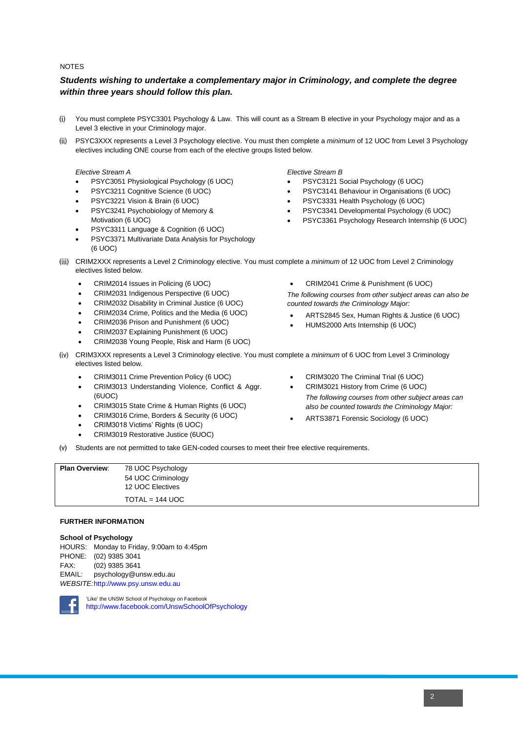NOTES

***Students wishing to undertake a complementary major in Criminology, and complete the degree within three years should follow this plan.***

(i) You must complete PSYC3301 Psychology & Law. This will count as a Stream B elective in your Psychology major and as a Level 3 elective in your Criminology major.

(ii) PSYC3XXX represents a Level 3 Psychology elective. You must then complete a *minimum* of 12 UOC from Level 3 Psychology electives including ONE course from each of the elective groups listed below.

*Elective Stream A*

- PSYC3051 Physiological Psychology (6 UOC)
- PSYC3211 Cognitive Science (6 UOC)
- PSYC3221 Vision & Brain (6 UOC)
- PSYC3241 Psychobiology of Memory & Motivation (6 UOC)
- PSYC3311 Language & Cognition (6 UOC)
- PSYC3371 Multivariate Data Analysis for Psychology (6 UOC)

*Elective Stream B*

- PSYC3121 Social Psychology (6 UOC)
- PSYC3141 Behaviour in Organisations (6 UOC)
- PSYC3331 Health Psychology (6 UOC)
- PSYC3341 Developmental Psychology (6 UOC)
- PSYC3361 Psychology Research Internship (6 UOC)

(iii) CRIM2XXX represents a Level 2 Criminology elective. You must complete a *minimum* of 12 UOC from Level 2 Criminology electives listed below.

- CRIM2014 Issues in Policing (6 UOC)
- CRIM2031 Indigenous Perspective (6 UOC)
- CRIM2032 Disability in Criminal Justice (6 UOC)
- CRIM2034 Crime, Politics and the Media (6 UOC)
- CRIM2036 Prison and Punishment (6 UOC)
- CRIM2037 Explaining Punishment (6 UOC)
- CRIM2038 Young People, Risk and Harm (6 UOC)
- CRIM2041 Crime & Punishment (6 UOC)

*The following courses from other subject areas can also be counted towards the Criminology Major:*

- ARTS2845 Sex, Human Rights & Justice (6 UOC)
- HUMS2000 Arts Internship (6 UOC)

(iv) CRIM3XXX represents a Level 3 Criminology elective. You must complete a *minimum* of 6 UOC from Level 3 Criminology electives listed below.

- CRIM3011 Crime Prevention Policy (6 UOC)
- CRIM3013 Understanding Violence, Conflict & Aggr. (6UOC)
- CRIM3015 State Crime & Human Rights (6 UOC)
- CRIM3016 Crime, Borders & Security (6 UOC)
- CRIM3018 Victims' Rights (6 UOC)
- CRIM3019 Restorative Justice (6UOC)
- CRIM3020 The Criminal Trial (6 UOC)
- CRIM3021 History from Crime (6 UOC)

*The following courses from other subject areas can also be counted towards the Criminology Major:*

- ARTS3871 Forensic Sociology (6 UOC)

(v) Students are not permitted to take GEN-coded courses to meet their free elective requirements.

| | |
|---|---|
| **Plan Overview**: | 78 UOC Psychology<br>54 UOC Criminology<br>12 UOC Electives |
| | TOTAL = 144 UOC |

**FURTHER INFORMATION**

**School of Psychology**
HOURS: Monday to Friday, 9:00am to 4:45pm
PHONE: (02) 9385 3041
FAX: (02) 9385 3641
EMAIL: psychology@unsw.edu.au
*WEBSITE:* http://www.psy.unsw.edu.au

'Like' the UNSW School of Psychology on Facebook
http://www.facebook.com/UnswSchoolOfPsychology